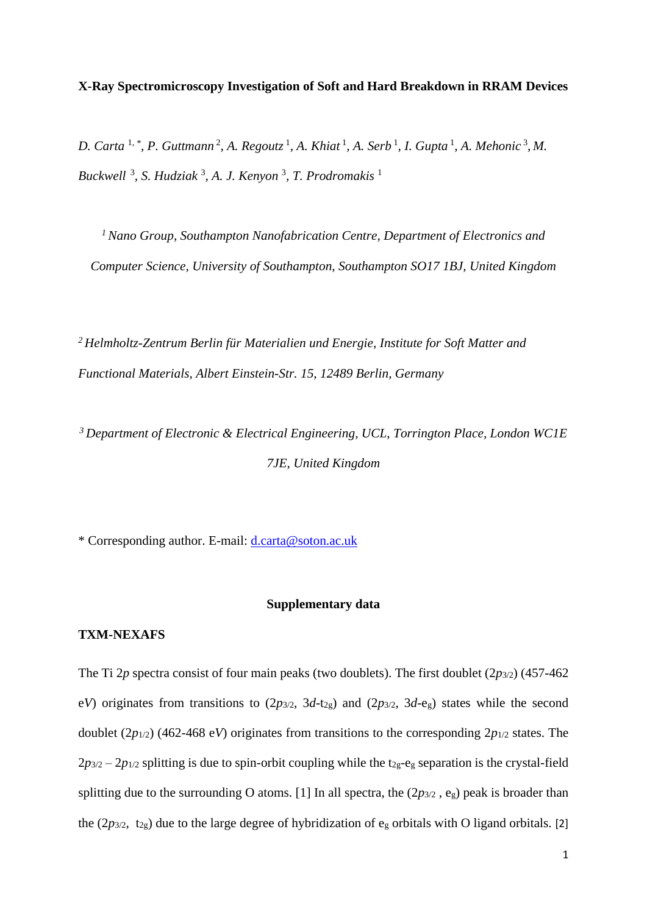# X-Ray Spectromicroscopy Investigation of Soft and Hard Breakdown in RRAM Devices

*D. Carta* [1,*], *P. Guttmann* [2], *A. Regoutz* [1], *A. Khiat* [1], *A. Serb* [1], *I. Gupta* [1], *A. Mehonic* [3], *M. Buckwell* [3], *S. Hudziak* [3], *A. J. Kenyon* [3], *T. Prodromakis* [1]

[1] *Nano Group, Southampton Nanofabrication Centre, Department of Electronics and Computer Science, University of Southampton, Southampton SO17 1BJ, United Kingdom*

[2] *Helmholtz-Zentrum Berlin für Materialien und Energie, Institute for Soft Matter and Functional Materials, Albert Einstein-Str. 15, 12489 Berlin, Germany*

[3] *Department of Electronic & Electrical Engineering, UCL, Torrington Place, London WC1E 7JE, United Kingdom*

* Corresponding author. E-mail: d.carta@soton.ac.uk

## Supplementary data

### TXM-NEXAFS

The Ti 2*p* spectra consist of four main peaks (two doublets). The first doublet ($2p_{3/2}$) (457-462 e*V*) originates from transitions to ($2p_{3/2}$, $3d$-$t_{2g}$) and ($2p_{3/2}$, $3d$-$e_g$) states while the second doublet ($2p_{1/2}$) (462-468 e*V*) originates from transitions to the corresponding $2p_{1/2}$ states. The $2p_{3/2} – 2p_{1/2}$ splitting is due to spin-orbit coupling while the $t_{2g}$-$e_g$ separation is the crystal-field splitting due to the surrounding O atoms. [1] In all spectra, the ($2p_{3/2}$ , $e_g$) peak is broader than the ($2p_{3/2}$, $t_{2g}$) due to the large degree of hybridization of $e_g$ orbitals with O ligand orbitals. [2]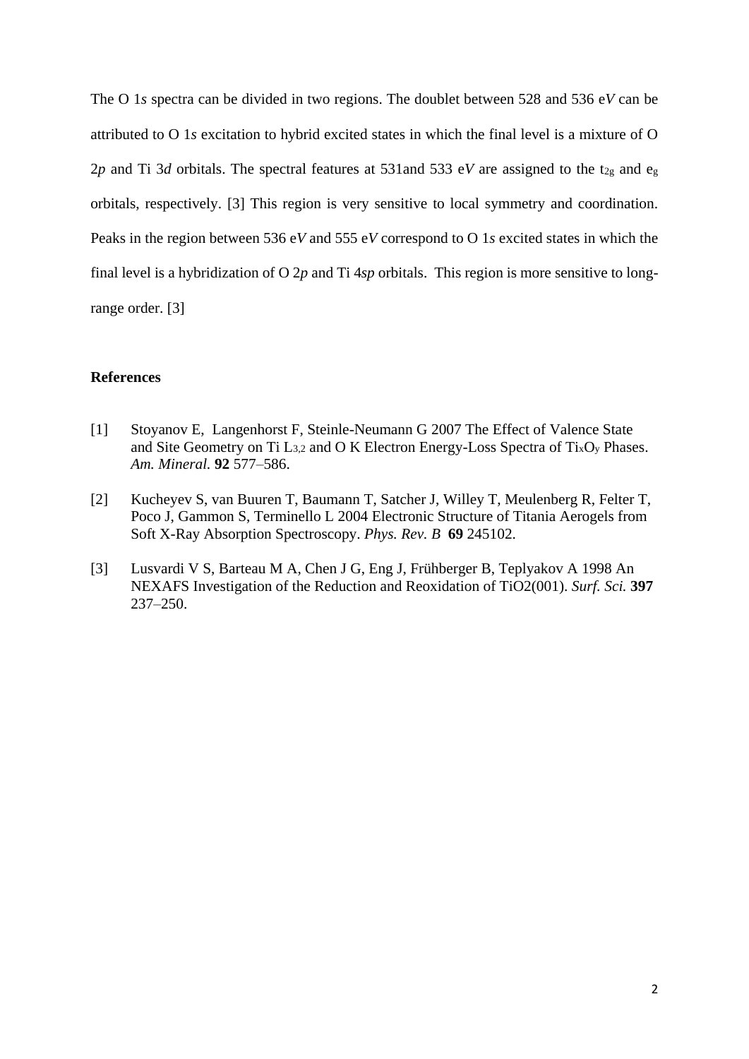The O 1*s* spectra can be divided in two regions. The doublet between 528 and 536 e*V* can be attributed to O 1*s* excitation to hybrid excited states in which the final level is a mixture of O 2*p* and Ti 3*d* orbitals. The spectral features at 531and 533 e*V* are assigned to the $t_{2g}$ and $e_g$ orbitals, respectively. [3] This region is very sensitive to local symmetry and coordination. Peaks in the region between 536 e*V* and 555 e*V* correspond to O 1*s* excited states in which the final level is a hybridization of O 2*p* and Ti 4*sp* orbitals. This region is more sensitive to long-range order. [3]

**References**

[1] Stoyanov E, Langenhorst F, Steinle-Neumann G 2007 The Effect of Valence State and Site Geometry on Ti $L_{3,2}$ and O K Electron Energy-Loss Spectra of $Ti_xO_y$ Phases. *Am. Mineral.* **92** 577–586.

[2] Kucheyev S, van Buuren T, Baumann T, Satcher J, Willey T, Meulenberg R, Felter T, Poco J, Gammon S, Terminello L 2004 Electronic Structure of Titania Aerogels from Soft X-Ray Absorption Spectroscopy. *Phys. Rev. B* **69** 245102.

[3] Lusvardi V S, Barteau M A, Chen J G, Eng J, Frühberger B, Teplyakov A 1998 An NEXAFS Investigation of the Reduction and Reoxidation of TiO2(001). *Surf. Sci.* **397** 237–250.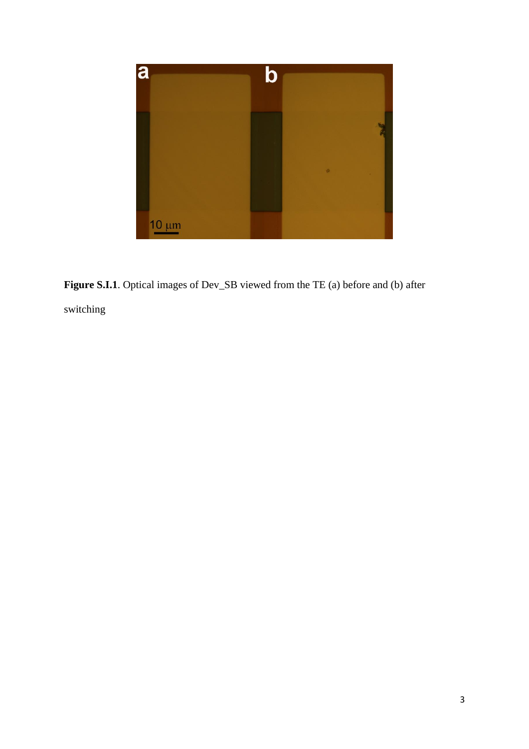**Figure S.I.1**. Optical images of Dev_SB viewed from the TE (a) before and (b) after switching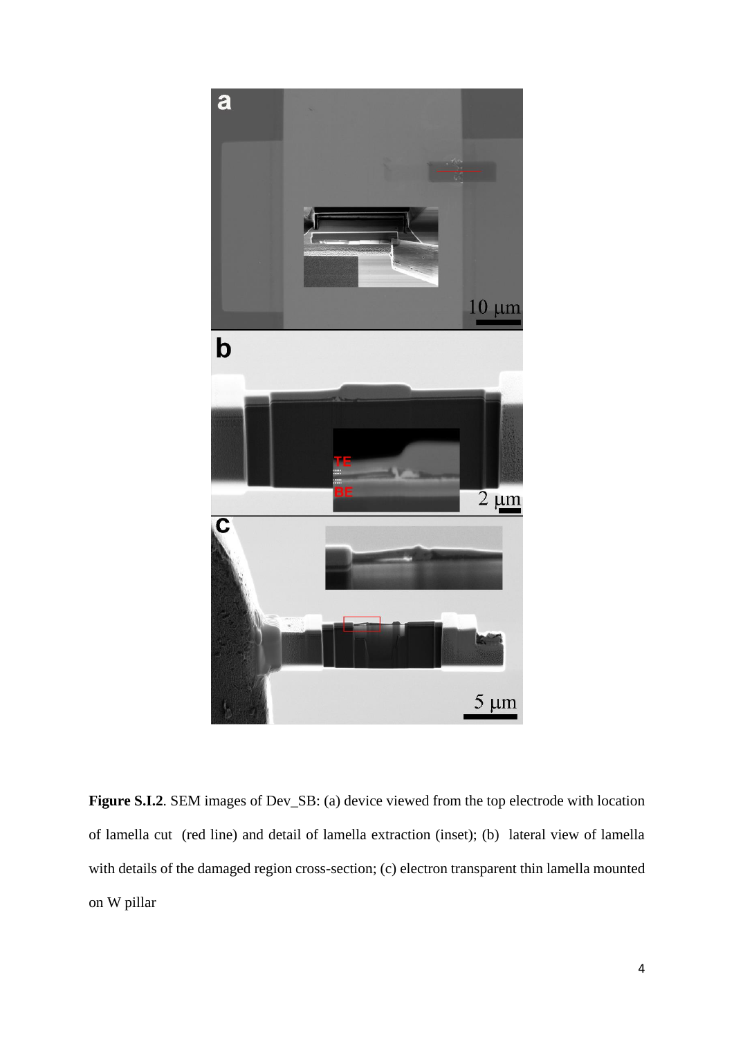**Figure S.I.2**. SEM images of Dev_SB: (a) device viewed from the top electrode with location of lamella cut (red line) and detail of lamella extraction (inset); (b) lateral view of lamella with details of the damaged region cross-section; (c) electron transparent thin lamella mounted on W pillar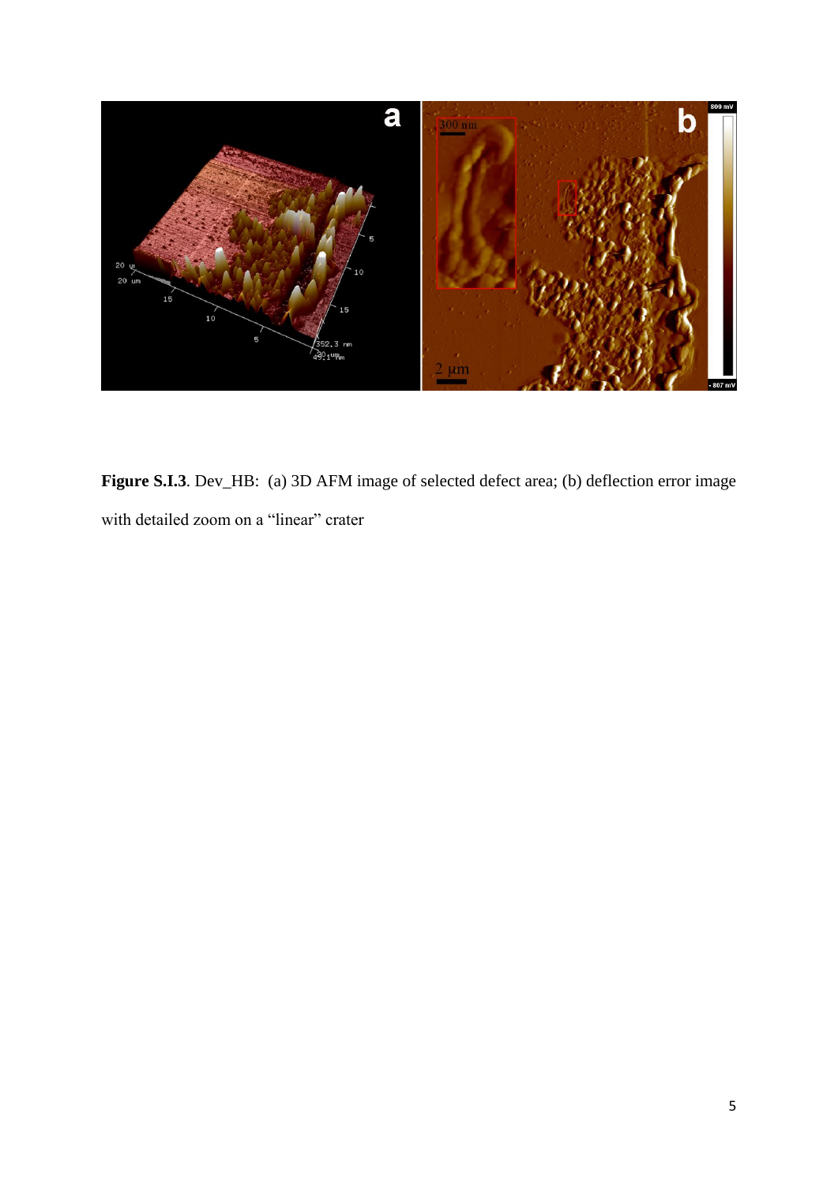**Figure S.I.3**. Dev_HB: (a) 3D AFM image of selected defect area; (b) deflection error image with detailed zoom on a "linear" crater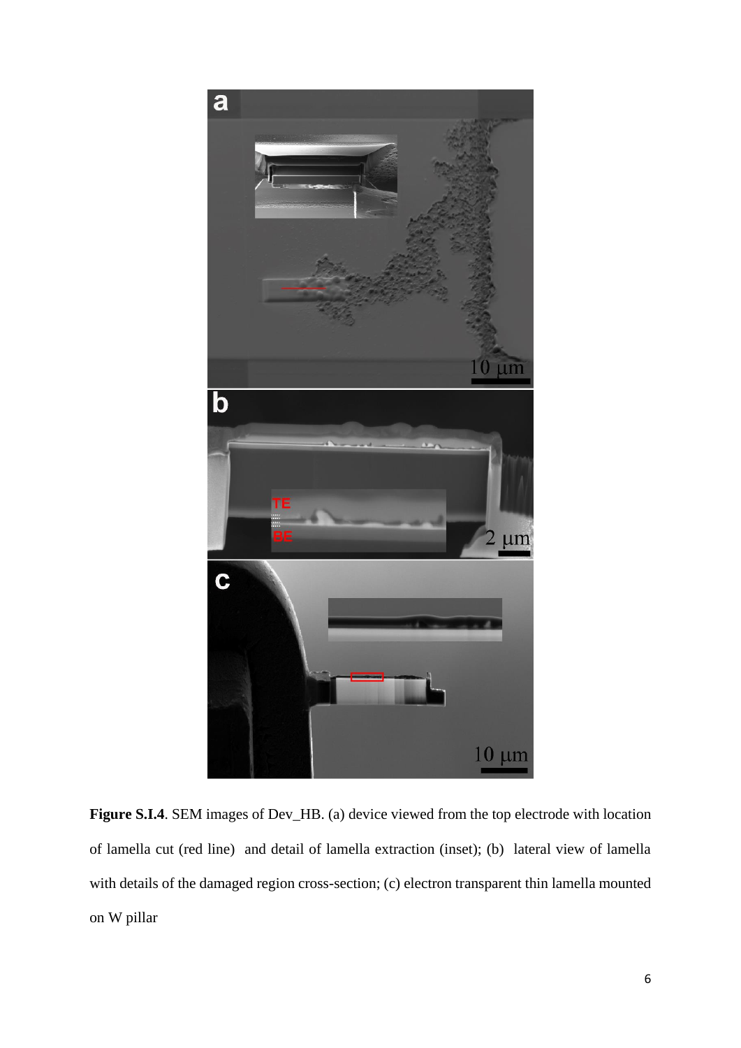**Figure S.I.4**. SEM images of Dev_HB. (a) device viewed from the top electrode with location of lamella cut (red line) and detail of lamella extraction (inset); (b) lateral view of lamella with details of the damaged region cross-section; (c) electron transparent thin lamella mounted on W pillar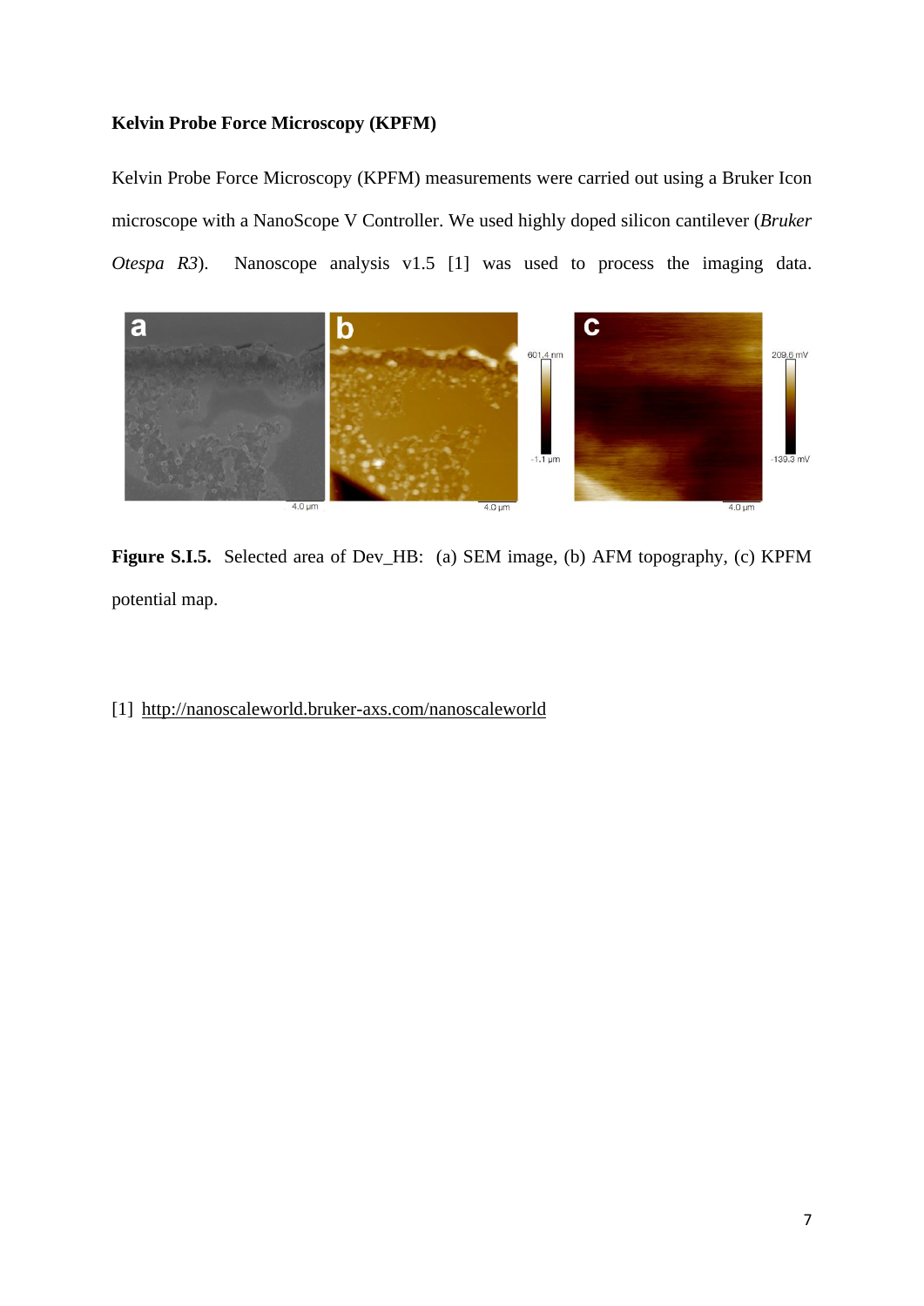**Kelvin Probe Force Microscopy (KPFM)**

Kelvin Probe Force Microscopy (KPFM) measurements were carried out using a Bruker Icon microscope with a NanoScope V Controller. We used highly doped silicon cantilever (*Bruker Otespa R3*). Nanoscope analysis v1.5 [1] was used to process the imaging data.

a

b

601.4 nm

-1.1 µm

c

209.6 mV

-139.3 mV

4.0 µm

4.0 µm

4.0 µm

**Figure S.I.5.** Selected area of Dev_HB: (a) SEM image, (b) AFM topography, (c) KPFM potential map.

[1] http://nanoscaleworld.bruker-axs.com/nanoscaleworld